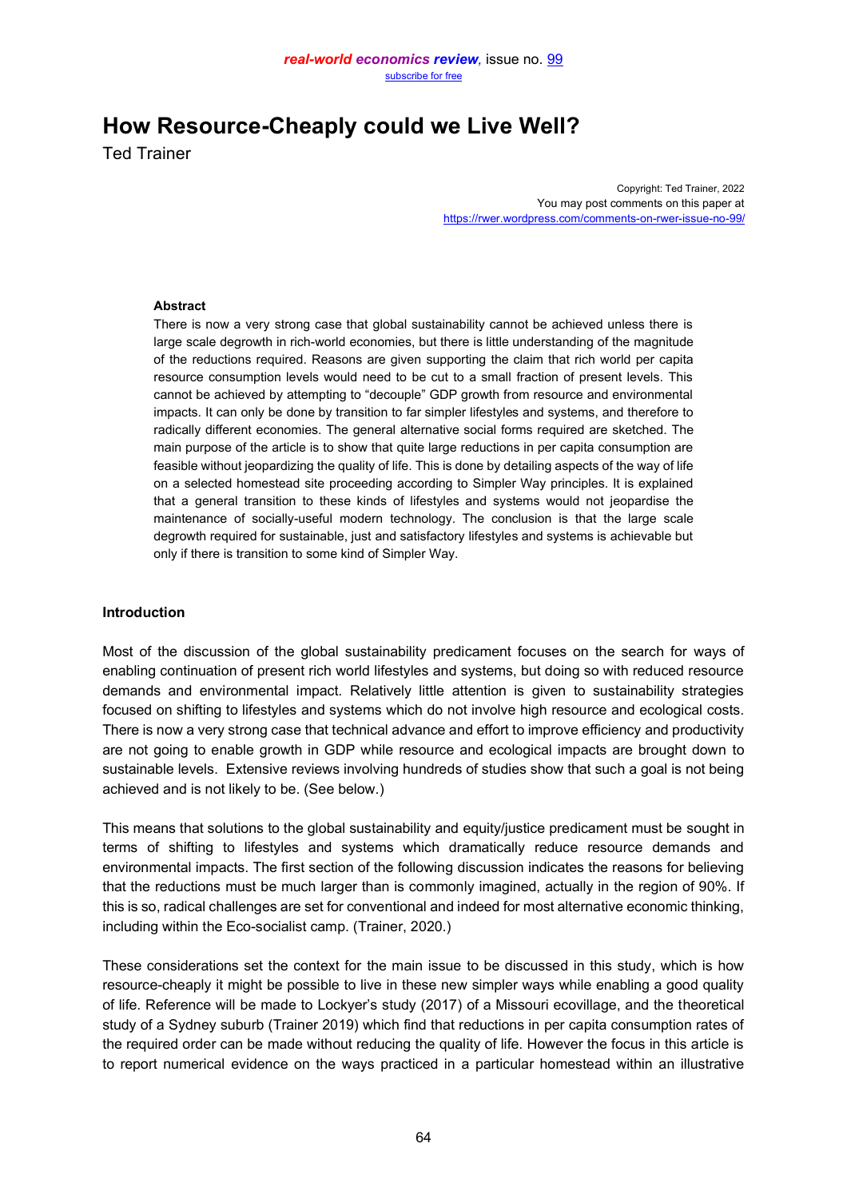# How Resource-Cheaply could we Live Well?

Ted Trainer

Copyright: Ted Trainer, 2022
You may post comments on this paper at
https://rwer.wordpress.com/comments-on-rwer-issue-no-99/

**Abstract**

There is now a very strong case that global sustainability cannot be achieved unless there is large scale degrowth in rich-world economies, but there is little understanding of the magnitude of the reductions required. Reasons are given supporting the claim that rich world per capita resource consumption levels would need to be cut to a small fraction of present levels. This cannot be achieved by attempting to "decouple" GDP growth from resource and environmental impacts. It can only be done by transition to far simpler lifestyles and systems, and therefore to radically different economies. The general alternative social forms required are sketched. The main purpose of the article is to show that quite large reductions in per capita consumption are feasible without jeopardizing the quality of life. This is done by detailing aspects of the way of life on a selected homestead site proceeding according to Simpler Way principles. It is explained that a general transition to these kinds of lifestyles and systems would not jeopardise the maintenance of socially-useful modern technology. The conclusion is that the large scale degrowth required for sustainable, just and satisfactory lifestyles and systems is achievable but only if there is transition to some kind of Simpler Way.

## Introduction

Most of the discussion of the global sustainability predicament focuses on the search for ways of enabling continuation of present rich world lifestyles and systems, but doing so with reduced resource demands and environmental impact. Relatively little attention is given to sustainability strategies focused on shifting to lifestyles and systems which do not involve high resource and ecological costs. There is now a very strong case that technical advance and effort to improve efficiency and productivity are not going to enable growth in GDP while resource and ecological impacts are brought down to sustainable levels. Extensive reviews involving hundreds of studies show that such a goal is not being achieved and is not likely to be. (See below.)

This means that solutions to the global sustainability and equity/justice predicament must be sought in terms of shifting to lifestyles and systems which dramatically reduce resource demands and environmental impacts. The first section of the following discussion indicates the reasons for believing that the reductions must be much larger than is commonly imagined, actually in the region of 90%. If this is so, radical challenges are set for conventional and indeed for most alternative economic thinking, including within the Eco-socialist camp. (Trainer, 2020.)

These considerations set the context for the main issue to be discussed in this study, which is how resource-cheaply it might be possible to live in these new simpler ways while enabling a good quality of life. Reference will be made to Lockyer's study (2017) of a Missouri ecovillage, and the theoretical study of a Sydney suburb (Trainer 2019) which find that reductions in per capita consumption rates of the required order can be made without reducing the quality of life. However the focus in this article is to report numerical evidence on the ways practiced in a particular homestead within an illustrative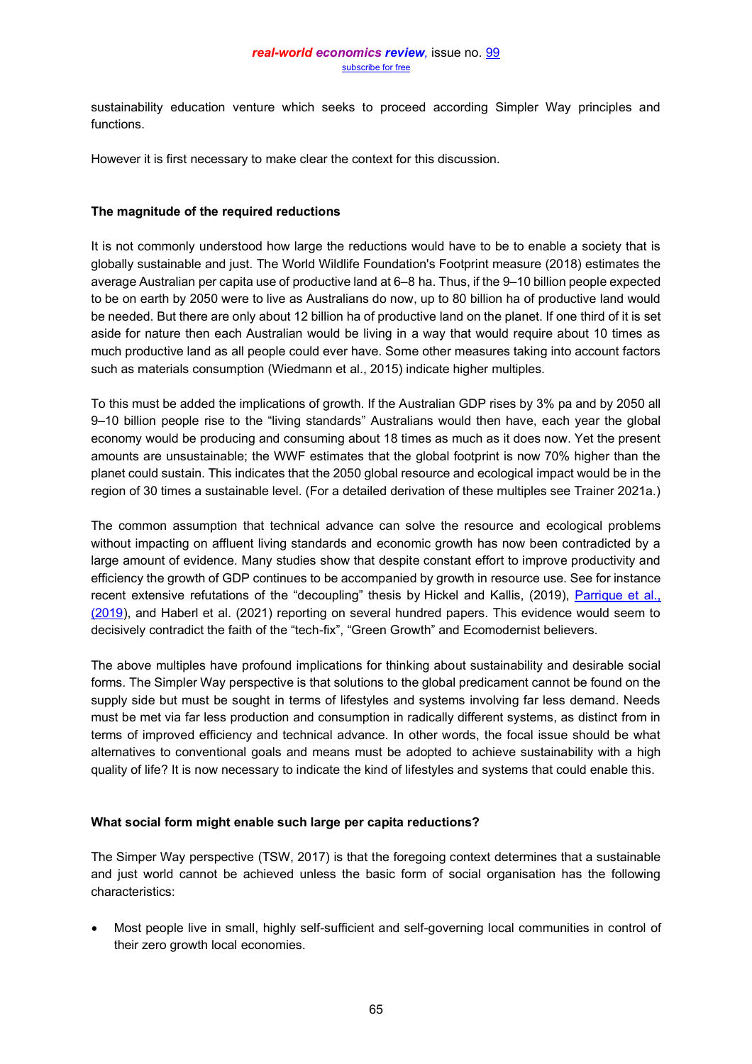sustainability education venture which seeks to proceed according Simpler Way principles and functions.

However it is first necessary to make clear the context for this discussion.

**The magnitude of the required reductions**

It is not commonly understood how large the reductions would have to be to enable a society that is globally sustainable and just. The World Wildlife Foundation's Footprint measure (2018) estimates the average Australian per capita use of productive land at 6–8 ha. Thus, if the 9–10 billion people expected to be on earth by 2050 were to live as Australians do now, up to 80 billion ha of productive land would be needed. But there are only about 12 billion ha of productive land on the planet. If one third of it is set aside for nature then each Australian would be living in a way that would require about 10 times as much productive land as all people could ever have. Some other measures taking into account factors such as materials consumption (Wiedmann et al., 2015) indicate higher multiples.

To this must be added the implications of growth. If the Australian GDP rises by 3% pa and by 2050 all 9–10 billion people rise to the "living standards" Australians would then have, each year the global economy would be producing and consuming about 18 times as much as it does now. Yet the present amounts are unsustainable; the WWF estimates that the global footprint is now 70% higher than the planet could sustain. This indicates that the 2050 global resource and ecological impact would be in the region of 30 times a sustainable level. (For a detailed derivation of these multiples see Trainer 2021a.)

The common assumption that technical advance can solve the resource and ecological problems without impacting on affluent living standards and economic growth has now been contradicted by a large amount of evidence. Many studies show that despite constant effort to improve productivity and efficiency the growth of GDP continues to be accompanied by growth in resource use. See for instance recent extensive refutations of the "decoupling" thesis by Hickel and Kallis, (2019), Parrique et al., (2019), and Haberl et al. (2021) reporting on several hundred papers. This evidence would seem to decisively contradict the faith of the "tech-fix", "Green Growth" and Ecomodernist believers.

The above multiples have profound implications for thinking about sustainability and desirable social forms. The Simpler Way perspective is that solutions to the global predicament cannot be found on the supply side but must be sought in terms of lifestyles and systems involving far less demand. Needs must be met via far less production and consumption in radically different systems, as distinct from in terms of improved efficiency and technical advance. In other words, the focal issue should be what alternatives to conventional goals and means must be adopted to achieve sustainability with a high quality of life? It is now necessary to indicate the kind of lifestyles and systems that could enable this.

**What social form might enable such large per capita reductions?**

The Simper Way perspective (TSW, 2017) is that the foregoing context determines that a sustainable and just world cannot be achieved unless the basic form of social organisation has the following characteristics:

- Most people live in small, highly self-sufficient and self-governing local communities in control of their zero growth local economies.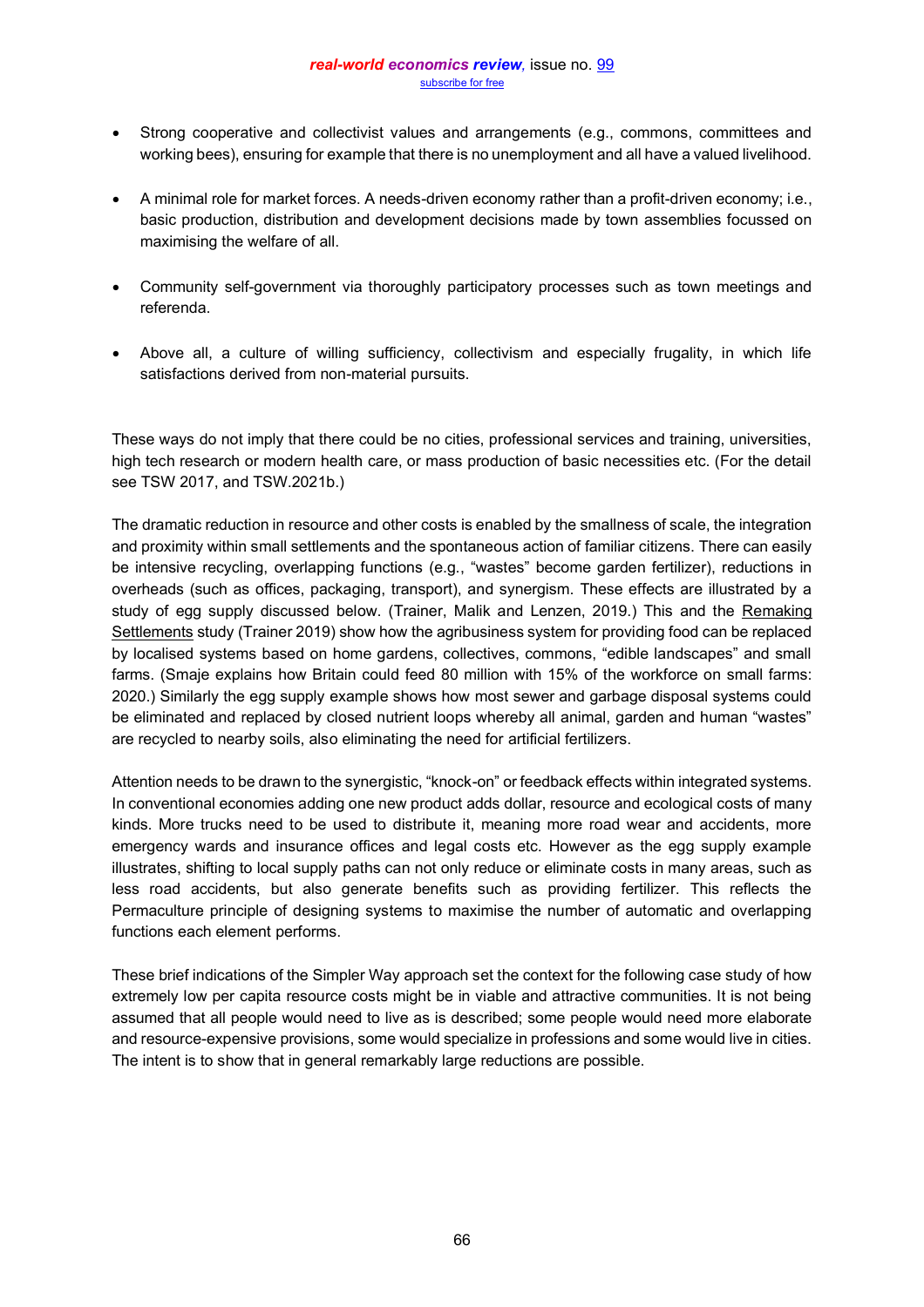- Strong cooperative and collectivist values and arrangements (e.g., commons, committees and working bees), ensuring for example that there is no unemployment and all have a valued livelihood.

- A minimal role for market forces. A needs-driven economy rather than a profit-driven economy; i.e., basic production, distribution and development decisions made by town assemblies focussed on maximising the welfare of all.

- Community self-government via thoroughly participatory processes such as town meetings and referenda.

- Above all, a culture of willing sufficiency, collectivism and especially frugality, in which life satisfactions derived from non-material pursuits.

These ways do not imply that there could be no cities, professional services and training, universities, high tech research or modern health care, or mass production of basic necessities etc. (For the detail see TSW 2017, and TSW.2021b.)

The dramatic reduction in resource and other costs is enabled by the smallness of scale, the integration and proximity within small settlements and the spontaneous action of familiar citizens. There can easily be intensive recycling, overlapping functions (e.g., "wastes" become garden fertilizer), reductions in overheads (such as offices, packaging, transport), and synergism. These effects are illustrated by a study of egg supply discussed below. (Trainer, Malik and Lenzen, 2019.) This and the Remaking Settlements study (Trainer 2019) show how the agribusiness system for providing food can be replaced by localised systems based on home gardens, collectives, commons, "edible landscapes" and small farms. (Smaje explains how Britain could feed 80 million with 15% of the workforce on small farms: 2020.) Similarly the egg supply example shows how most sewer and garbage disposal systems could be eliminated and replaced by closed nutrient loops whereby all animal, garden and human "wastes" are recycled to nearby soils, also eliminating the need for artificial fertilizers.

Attention needs to be drawn to the synergistic, "knock-on" or feedback effects within integrated systems. In conventional economies adding one new product adds dollar, resource and ecological costs of many kinds. More trucks need to be used to distribute it, meaning more road wear and accidents, more emergency wards and insurance offices and legal costs etc. However as the egg supply example illustrates, shifting to local supply paths can not only reduce or eliminate costs in many areas, such as less road accidents, but also generate benefits such as providing fertilizer. This reflects the Permaculture principle of designing systems to maximise the number of automatic and overlapping functions each element performs.

These brief indications of the Simpler Way approach set the context for the following case study of how extremely low per capita resource costs might be in viable and attractive communities. It is not being assumed that all people would need to live as is described; some people would need more elaborate and resource-expensive provisions, some would specialize in professions and some would live in cities. The intent is to show that in general remarkably large reductions are possible.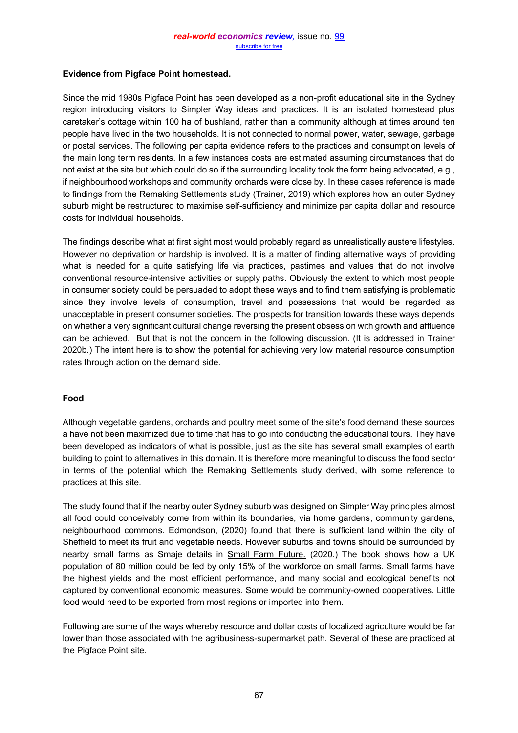**Evidence from Pigface Point homestead.**

Since the mid 1980s Pigface Point has been developed as a non-profit educational site in the Sydney region introducing visitors to Simpler Way ideas and practices. It is an isolated homestead plus caretaker's cottage within 100 ha of bushland, rather than a community although at times around ten people have lived in the two households. It is not connected to normal power, water, sewage, garbage or postal services. The following per capita evidence refers to the practices and consumption levels of the main long term residents. In a few instances costs are estimated assuming circumstances that do not exist at the site but which could do so if the surrounding locality took the form being advocated, e.g., if neighbourhood workshops and community orchards were close by. In these cases reference is made to findings from the Remaking Settlements study (Trainer, 2019) which explores how an outer Sydney suburb might be restructured to maximise self-sufficiency and minimize per capita dollar and resource costs for individual households.

The findings describe what at first sight most would probably regard as unrealistically austere lifestyles. However no deprivation or hardship is involved. It is a matter of finding alternative ways of providing what is needed for a quite satisfying life via practices, pastimes and values that do not involve conventional resource-intensive activities or supply paths. Obviously the extent to which most people in consumer society could be persuaded to adopt these ways and to find them satisfying is problematic since they involve levels of consumption, travel and possessions that would be regarded as unacceptable in present consumer societies. The prospects for transition towards these ways depends on whether a very significant cultural change reversing the present obsession with growth and affluence can be achieved. But that is not the concern in the following discussion. (It is addressed in Trainer 2020b.) The intent here is to show the potential for achieving very low material resource consumption rates through action on the demand side.

**Food**

Although vegetable gardens, orchards and poultry meet some of the site's food demand these sources a have not been maximized due to time that has to go into conducting the educational tours. They have been developed as indicators of what is possible, just as the site has several small examples of earth building to point to alternatives in this domain. It is therefore more meaningful to discuss the food sector in terms of the potential which the Remaking Settlements study derived, with some reference to practices at this site.

The study found that if the nearby outer Sydney suburb was designed on Simpler Way principles almost all food could conceivably come from within its boundaries, via home gardens, community gardens, neighbourhood commons. Edmondson, (2020) found that there is sufficient land within the city of Sheffield to meet its fruit and vegetable needs. However suburbs and towns should be surrounded by nearby small farms as Smaje details in Small Farm Future. (2020.) The book shows how a UK population of 80 million could be fed by only 15% of the workforce on small farms. Small farms have the highest yields and the most efficient performance, and many social and ecological benefits not captured by conventional economic measures. Some would be community-owned cooperatives. Little food would need to be exported from most regions or imported into them.

Following are some of the ways whereby resource and dollar costs of localized agriculture would be far lower than those associated with the agribusiness-supermarket path. Several of these are practiced at the Pigface Point site.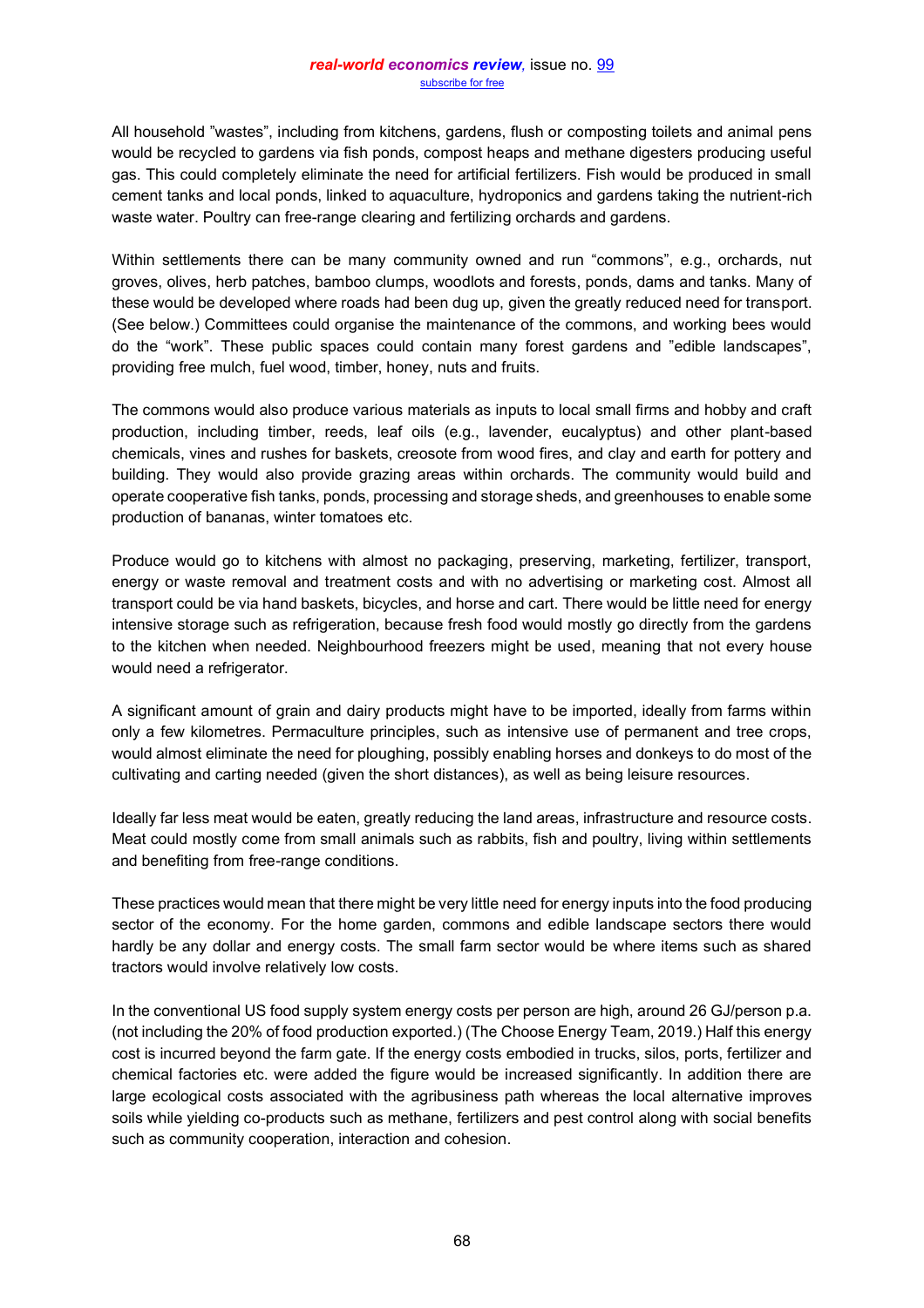All household ”wastes”, including from kitchens, gardens, flush or composting toilets and animal pens would be recycled to gardens via fish ponds, compost heaps and methane digesters producing useful gas. This could completely eliminate the need for artificial fertilizers. Fish would be produced in small cement tanks and local ponds, linked to aquaculture, hydroponics and gardens taking the nutrient-rich waste water. Poultry can free-range clearing and fertilizing orchards and gardens.

Within settlements there can be many community owned and run “commons”, e.g., orchards, nut groves, olives, herb patches, bamboo clumps, woodlots and forests, ponds, dams and tanks. Many of these would be developed where roads had been dug up, given the greatly reduced need for transport. (See below.) Committees could organise the maintenance of the commons, and working bees would do the “work”. These public spaces could contain many forest gardens and ”edible landscapes”, providing free mulch, fuel wood, timber, honey, nuts and fruits.

The commons would also produce various materials as inputs to local small firms and hobby and craft production, including timber, reeds, leaf oils (e.g., lavender, eucalyptus) and other plant-based chemicals, vines and rushes for baskets, creosote from wood fires, and clay and earth for pottery and building. They would also provide grazing areas within orchards. The community would build and operate cooperative fish tanks, ponds, processing and storage sheds, and greenhouses to enable some production of bananas, winter tomatoes etc.

Produce would go to kitchens with almost no packaging, preserving, marketing, fertilizer, transport, energy or waste removal and treatment costs and with no advertising or marketing cost. Almost all transport could be via hand baskets, bicycles, and horse and cart. There would be little need for energy intensive storage such as refrigeration, because fresh food would mostly go directly from the gardens to the kitchen when needed. Neighbourhood freezers might be used, meaning that not every house would need a refrigerator.

A significant amount of grain and dairy products might have to be imported, ideally from farms within only a few kilometres. Permaculture principles, such as intensive use of permanent and tree crops, would almost eliminate the need for ploughing, possibly enabling horses and donkeys to do most of the cultivating and carting needed (given the short distances), as well as being leisure resources.

Ideally far less meat would be eaten, greatly reducing the land areas, infrastructure and resource costs. Meat could mostly come from small animals such as rabbits, fish and poultry, living within settlements and benefiting from free-range conditions.

These practices would mean that there might be very little need for energy inputs into the food producing sector of the economy. For the home garden, commons and edible landscape sectors there would hardly be any dollar and energy costs. The small farm sector would be where items such as shared tractors would involve relatively low costs.

In the conventional US food supply system energy costs per person are high, around 26 GJ/person p.a. (not including the 20% of food production exported.) (The Choose Energy Team, 2019.) Half this energy cost is incurred beyond the farm gate. If the energy costs embodied in trucks, silos, ports, fertilizer and chemical factories etc. were added the figure would be increased significantly. In addition there are large ecological costs associated with the agribusiness path whereas the local alternative improves soils while yielding co-products such as methane, fertilizers and pest control along with social benefits such as community cooperation, interaction and cohesion.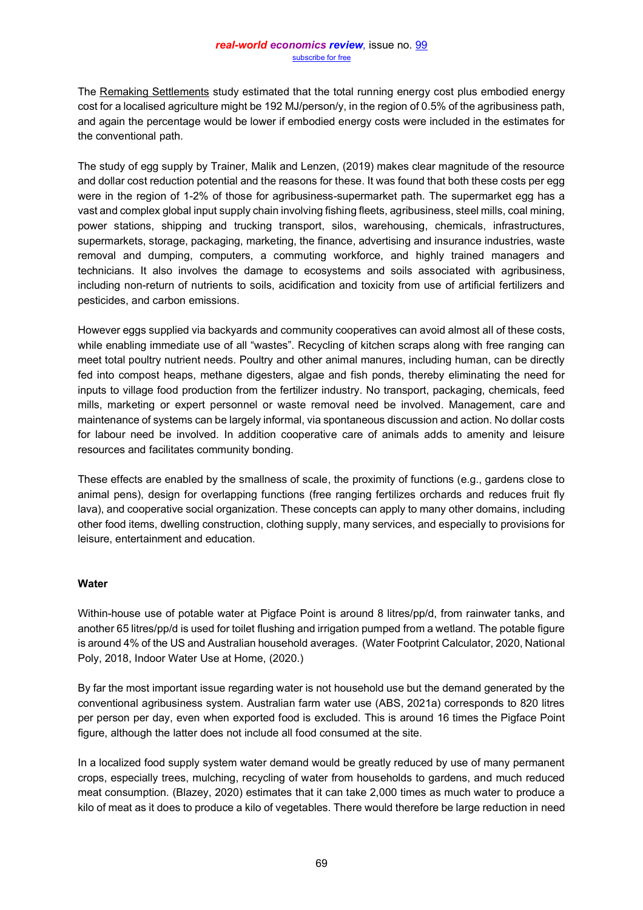The Remaking Settlements study estimated that the total running energy cost plus embodied energy cost for a localised agriculture might be 192 MJ/person/y, in the region of 0.5% of the agribusiness path, and again the percentage would be lower if embodied energy costs were included in the estimates for the conventional path.

The study of egg supply by Trainer, Malik and Lenzen, (2019) makes clear magnitude of the resource and dollar cost reduction potential and the reasons for these. It was found that both these costs per egg were in the region of 1-2% of those for agribusiness-supermarket path. The supermarket egg has a vast and complex global input supply chain involving fishing fleets, agribusiness, steel mills, coal mining, power stations, shipping and trucking transport, silos, warehousing, chemicals, infrastructures, supermarkets, storage, packaging, marketing, the finance, advertising and insurance industries, waste removal and dumping, computers, a commuting workforce, and highly trained managers and technicians. It also involves the damage to ecosystems and soils associated with agribusiness, including non-return of nutrients to soils, acidification and toxicity from use of artificial fertilizers and pesticides, and carbon emissions.

However eggs supplied via backyards and community cooperatives can avoid almost all of these costs, while enabling immediate use of all "wastes". Recycling of kitchen scraps along with free ranging can meet total poultry nutrient needs. Poultry and other animal manures, including human, can be directly fed into compost heaps, methane digesters, algae and fish ponds, thereby eliminating the need for inputs to village food production from the fertilizer industry. No transport, packaging, chemicals, feed mills, marketing or expert personnel or waste removal need be involved. Management, care and maintenance of systems can be largely informal, via spontaneous discussion and action. No dollar costs for labour need be involved. In addition cooperative care of animals adds to amenity and leisure resources and facilitates community bonding.

These effects are enabled by the smallness of scale, the proximity of functions (e.g., gardens close to animal pens), design for overlapping functions (free ranging fertilizes orchards and reduces fruit fly lava), and cooperative social organization. These concepts can apply to many other domains, including other food items, dwelling construction, clothing supply, many services, and especially to provisions for leisure, entertainment and education.

**Water**

Within-house use of potable water at Pigface Point is around 8 litres/pp/d, from rainwater tanks, and another 65 litres/pp/d is used for toilet flushing and irrigation pumped from a wetland. The potable figure is around 4% of the US and Australian household averages. (Water Footprint Calculator, 2020, National Poly, 2018, Indoor Water Use at Home, (2020.)

By far the most important issue regarding water is not household use but the demand generated by the conventional agribusiness system. Australian farm water use (ABS, 2021a) corresponds to 820 litres per person per day, even when exported food is excluded. This is around 16 times the Pigface Point figure, although the latter does not include all food consumed at the site.

In a localized food supply system water demand would be greatly reduced by use of many permanent crops, especially trees, mulching, recycling of water from households to gardens, and much reduced meat consumption. (Blazey, 2020) estimates that it can take 2,000 times as much water to produce a kilo of meat as it does to produce a kilo of vegetables. There would therefore be large reduction in need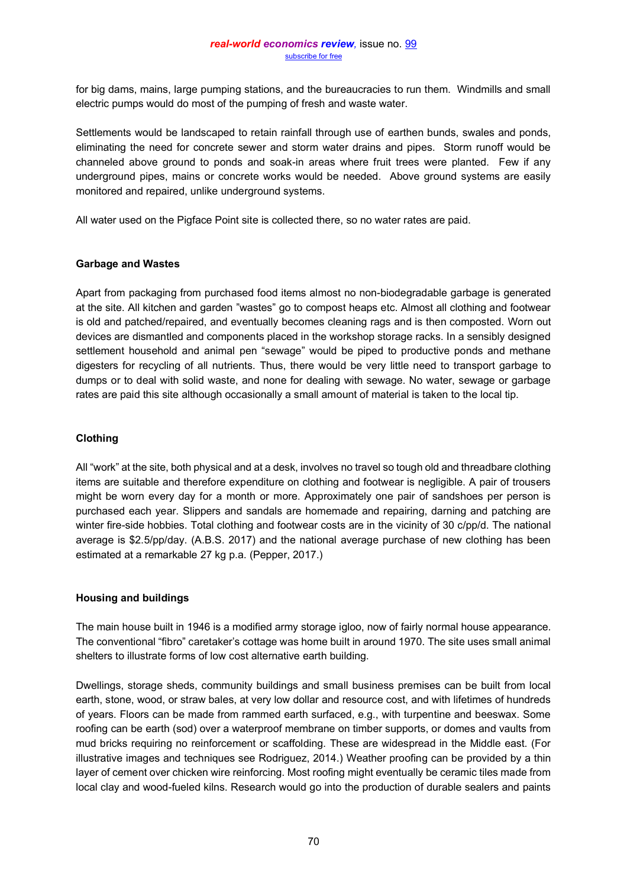for big dams, mains, large pumping stations, and the bureaucracies to run them. Windmills and small electric pumps would do most of the pumping of fresh and waste water.

Settlements would be landscaped to retain rainfall through use of earthen bunds, swales and ponds, eliminating the need for concrete sewer and storm water drains and pipes. Storm runoff would be channeled above ground to ponds and soak-in areas where fruit trees were planted. Few if any underground pipes, mains or concrete works would be needed. Above ground systems are easily monitored and repaired, unlike underground systems.

All water used on the Pigface Point site is collected there, so no water rates are paid.

### Garbage and Wastes

Apart from packaging from purchased food items almost no non-biodegradable garbage is generated at the site. All kitchen and garden "wastes" go to compost heaps etc. Almost all clothing and footwear is old and patched/repaired, and eventually becomes cleaning rags and is then composted. Worn out devices are dismantled and components placed in the workshop storage racks. In a sensibly designed settlement household and animal pen "sewage" would be piped to productive ponds and methane digesters for recycling of all nutrients. Thus, there would be very little need to transport garbage to dumps or to deal with solid waste, and none for dealing with sewage. No water, sewage or garbage rates are paid this site although occasionally a small amount of material is taken to the local tip.

### Clothing

All "work" at the site, both physical and at a desk, involves no travel so tough old and threadbare clothing items are suitable and therefore expenditure on clothing and footwear is negligible. A pair of trousers might be worn every day for a month or more. Approximately one pair of sandshoes per person is purchased each year. Slippers and sandals are homemade and repairing, darning and patching are winter fire-side hobbies. Total clothing and footwear costs are in the vicinity of 30 c/pp/d. The national average is $2.5/pp/day. (A.B.S. 2017) and the national average purchase of new clothing has been estimated at a remarkable 27 kg p.a. (Pepper, 2017.)

### Housing and buildings

The main house built in 1946 is a modified army storage igloo, now of fairly normal house appearance. The conventional "fibro" caretaker's cottage was home built in around 1970. The site uses small animal shelters to illustrate forms of low cost alternative earth building.

Dwellings, storage sheds, community buildings and small business premises can be built from local earth, stone, wood, or straw bales, at very low dollar and resource cost, and with lifetimes of hundreds of years. Floors can be made from rammed earth surfaced, e.g., with turpentine and beeswax. Some roofing can be earth (sod) over a waterproof membrane on timber supports, or domes and vaults from mud bricks requiring no reinforcement or scaffolding. These are widespread in the Middle east. (For illustrative images and techniques see Rodriguez, 2014.) Weather proofing can be provided by a thin layer of cement over chicken wire reinforcing. Most roofing might eventually be ceramic tiles made from local clay and wood-fueled kilns. Research would go into the production of durable sealers and paints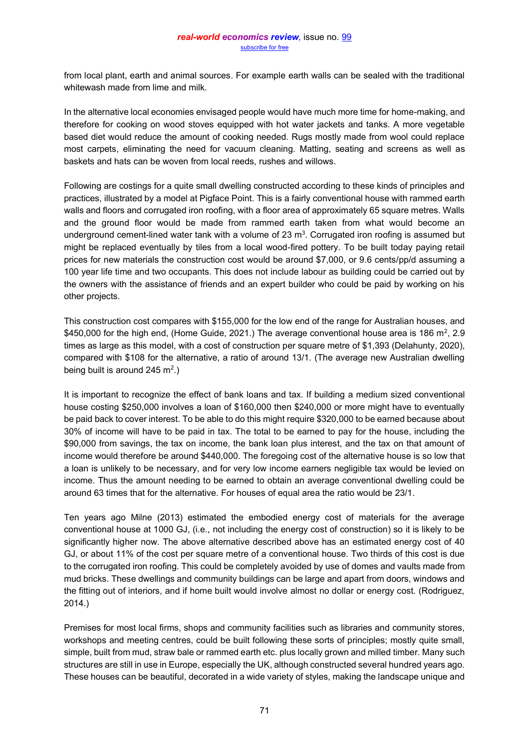from local plant, earth and animal sources. For example earth walls can be sealed with the traditional whitewash made from lime and milk.

In the alternative local economies envisaged people would have much more time for home-making, and therefore for cooking on wood stoves equipped with hot water jackets and tanks. A more vegetable based diet would reduce the amount of cooking needed. Rugs mostly made from wool could replace most carpets, eliminating the need for vacuum cleaning. Matting, seating and screens as well as baskets and hats can be woven from local reeds, rushes and willows.

Following are costings for a quite small dwelling constructed according to these kinds of principles and practices, illustrated by a model at Pigface Point. This is a fairly conventional house with rammed earth walls and floors and corrugated iron roofing, with a floor area of approximately 65 square metres. Walls and the ground floor would be made from rammed earth taken from what would become an underground cement-lined water tank with a volume of 23 m$^3$. Corrugated iron roofing is assumed but might be replaced eventually by tiles from a local wood-fired pottery. To be built today paying retail prices for new materials the construction cost would be around $7,000, or 9.6 cents/pp/d assuming a 100 year life time and two occupants. This does not include labour as building could be carried out by the owners with the assistance of friends and an expert builder who could be paid by working on his other projects.

This construction cost compares with $155,000 for the low end of the range for Australian houses, and $450,000 for the high end, (Home Guide, 2021.) The average conventional house area is 186 m$^2$, 2.9 times as large as this model, with a cost of construction per square metre of $1,393 (Delahunty, 2020), compared with $108 for the alternative, a ratio of around 13/1. (The average new Australian dwelling being built is around 245 m$^2$.)

It is important to recognize the effect of bank loans and tax. If building a medium sized conventional house costing $250,000 involves a loan of $160,000 then $240,000 or more might have to eventually be paid back to cover interest. To be able to do this might require $320,000 to be earned because about 30% of income will have to be paid in tax. The total to be earned to pay for the house, including the $90,000 from savings, the tax on income, the bank loan plus interest, and the tax on that amount of income would therefore be around $440,000. The foregoing cost of the alternative house is so low that a loan is unlikely to be necessary, and for very low income earners negligible tax would be levied on income. Thus the amount needing to be earned to obtain an average conventional dwelling could be around 63 times that for the alternative. For houses of equal area the ratio would be 23/1.

Ten years ago Milne (2013) estimated the embodied energy cost of materials for the average conventional house at 1000 GJ, (i.e., not including the energy cost of construction) so it is likely to be significantly higher now. The above alternative described above has an estimated energy cost of 40 GJ, or about 11% of the cost per square metre of a conventional house. Two thirds of this cost is due to the corrugated iron roofing. This could be completely avoided by use of domes and vaults made from mud bricks. These dwellings and community buildings can be large and apart from doors, windows and the fitting out of interiors, and if home built would involve almost no dollar or energy cost. (Rodriguez, 2014.)

Premises for most local firms, shops and community facilities such as libraries and community stores, workshops and meeting centres, could be built following these sorts of principles; mostly quite small, simple, built from mud, straw bale or rammed earth etc. plus locally grown and milled timber. Many such structures are still in use in Europe, especially the UK, although constructed several hundred years ago. These houses can be beautiful, decorated in a wide variety of styles, making the landscape unique and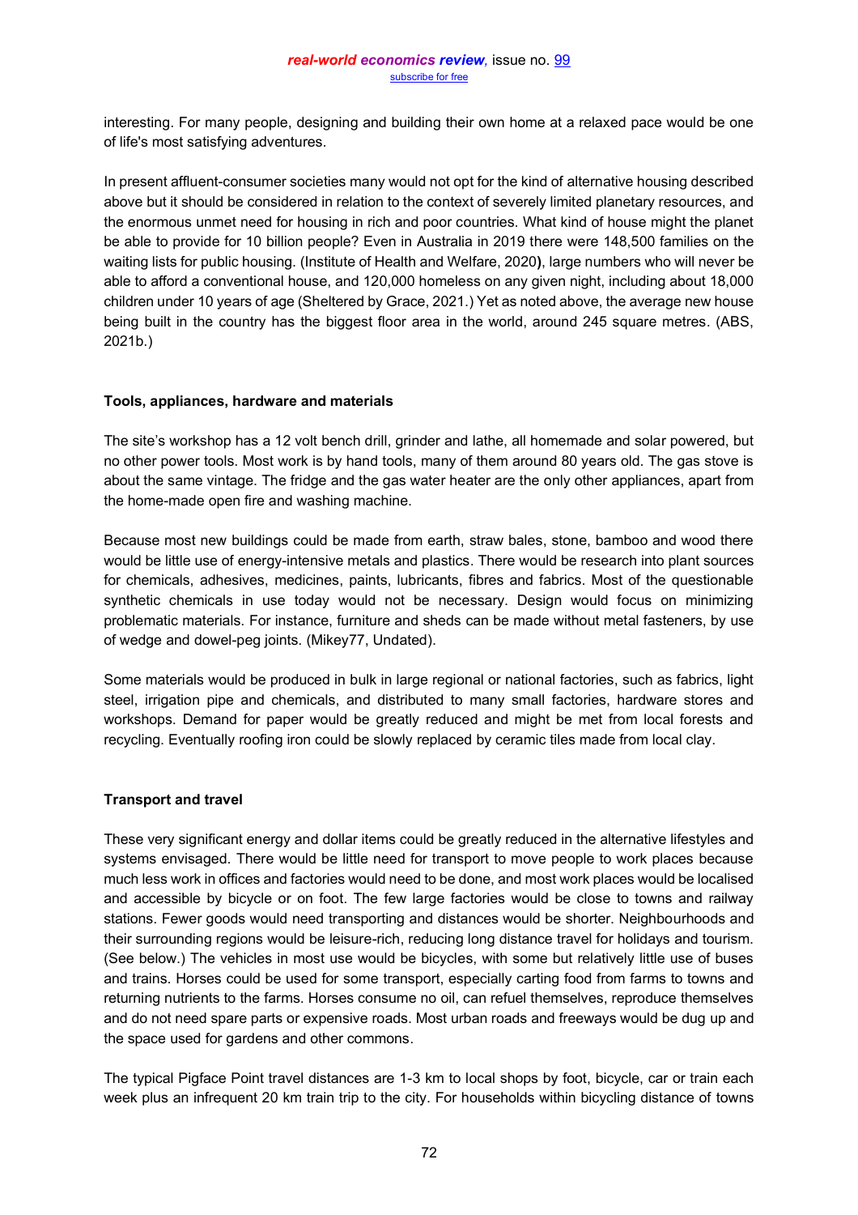interesting. For many people, designing and building their own home at a relaxed pace would be one of life's most satisfying adventures.

In present affluent-consumer societies many would not opt for the kind of alternative housing described above but it should be considered in relation to the context of severely limited planetary resources, and the enormous unmet need for housing in rich and poor countries. What kind of house might the planet be able to provide for 10 billion people? Even in Australia in 2019 there were 148,500 families on the waiting lists for public housing. (Institute of Health and Welfare, 2020**)**, large numbers who will never be able to afford a conventional house, and 120,000 homeless on any given night, including about 18,000 children under 10 years of age (Sheltered by Grace, 2021.) Yet as noted above, the average new house being built in the country has the biggest floor area in the world, around 245 square metres. (ABS, 2021b.)

**Tools, appliances, hardware and materials**

The site's workshop has a 12 volt bench drill, grinder and lathe, all homemade and solar powered, but no other power tools. Most work is by hand tools, many of them around 80 years old. The gas stove is about the same vintage. The fridge and the gas water heater are the only other appliances, apart from the home-made open fire and washing machine.

Because most new buildings could be made from earth, straw bales, stone, bamboo and wood there would be little use of energy-intensive metals and plastics. There would be research into plant sources for chemicals, adhesives, medicines, paints, lubricants, fibres and fabrics. Most of the questionable synthetic chemicals in use today would not be necessary. Design would focus on minimizing problematic materials. For instance, furniture and sheds can be made without metal fasteners, by use of wedge and dowel-peg joints. (Mikey77, Undated).

Some materials would be produced in bulk in large regional or national factories, such as fabrics, light steel, irrigation pipe and chemicals, and distributed to many small factories, hardware stores and workshops. Demand for paper would be greatly reduced and might be met from local forests and recycling. Eventually roofing iron could be slowly replaced by ceramic tiles made from local clay.

**Transport and travel**

These very significant energy and dollar items could be greatly reduced in the alternative lifestyles and systems envisaged. There would be little need for transport to move people to work places because much less work in offices and factories would need to be done, and most work places would be localised and accessible by bicycle or on foot. The few large factories would be close to towns and railway stations. Fewer goods would need transporting and distances would be shorter. Neighbourhoods and their surrounding regions would be leisure-rich, reducing long distance travel for holidays and tourism. (See below.) The vehicles in most use would be bicycles, with some but relatively little use of buses and trains. Horses could be used for some transport, especially carting food from farms to towns and returning nutrients to the farms. Horses consume no oil, can refuel themselves, reproduce themselves and do not need spare parts or expensive roads. Most urban roads and freeways would be dug up and the space used for gardens and other commons.

The typical Pigface Point travel distances are 1-3 km to local shops by foot, bicycle, car or train each week plus an infrequent 20 km train trip to the city. For households within bicycling distance of towns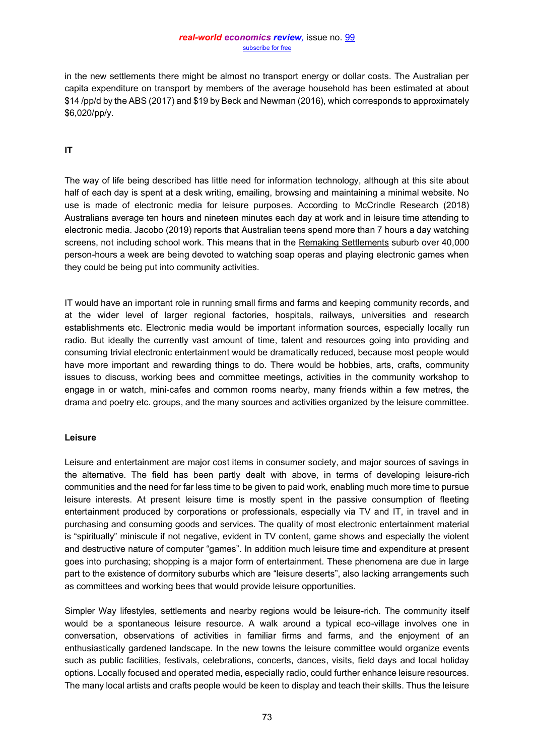in the new settlements there might be almost no transport energy or dollar costs. The Australian per capita expenditure on transport by members of the average household has been estimated at about $14 /pp/d by the ABS (2017) and $19 by Beck and Newman (2016), which corresponds to approximately $6,020/pp/y.

**IT**

The way of life being described has little need for information technology, although at this site about half of each day is spent at a desk writing, emailing, browsing and maintaining a minimal website. No use is made of electronic media for leisure purposes. According to McCrindle Research (2018) Australians average ten hours and nineteen minutes each day at work and in leisure time attending to electronic media. Jacobo (2019) reports that Australian teens spend more than 7 hours a day watching screens, not including school work. This means that in the Remaking Settlements suburb over 40,000 person-hours a week are being devoted to watching soap operas and playing electronic games when they could be being put into community activities.

IT would have an important role in running small firms and farms and keeping community records, and at the wider level of larger regional factories, hospitals, railways, universities and research establishments etc. Electronic media would be important information sources, especially locally run radio. But ideally the currently vast amount of time, talent and resources going into providing and consuming trivial electronic entertainment would be dramatically reduced, because most people would have more important and rewarding things to do. There would be hobbies, arts, crafts, community issues to discuss, working bees and committee meetings, activities in the community workshop to engage in or watch, mini-cafes and common rooms nearby, many friends within a few metres, the drama and poetry etc. groups, and the many sources and activities organized by the leisure committee.

**Leisure**

Leisure and entertainment are major cost items in consumer society, and major sources of savings in the alternative. The field has been partly dealt with above, in terms of developing leisure-rich communities and the need for far less time to be given to paid work, enabling much more time to pursue leisure interests. At present leisure time is mostly spent in the passive consumption of fleeting entertainment produced by corporations or professionals, especially via TV and IT, in travel and in purchasing and consuming goods and services. The quality of most electronic entertainment material is "spiritually" miniscule if not negative, evident in TV content, game shows and especially the violent and destructive nature of computer "games". In addition much leisure time and expenditure at present goes into purchasing; shopping is a major form of entertainment. These phenomena are due in large part to the existence of dormitory suburbs which are "leisure deserts", also lacking arrangements such as committees and working bees that would provide leisure opportunities.

Simpler Way lifestyles, settlements and nearby regions would be leisure-rich. The community itself would be a spontaneous leisure resource. A walk around a typical eco-village involves one in conversation, observations of activities in familiar firms and farms, and the enjoyment of an enthusiastically gardened landscape. In the new towns the leisure committee would organize events such as public facilities, festivals, celebrations, concerts, dances, visits, field days and local holiday options. Locally focused and operated media, especially radio, could further enhance leisure resources. The many local artists and crafts people would be keen to display and teach their skills. Thus the leisure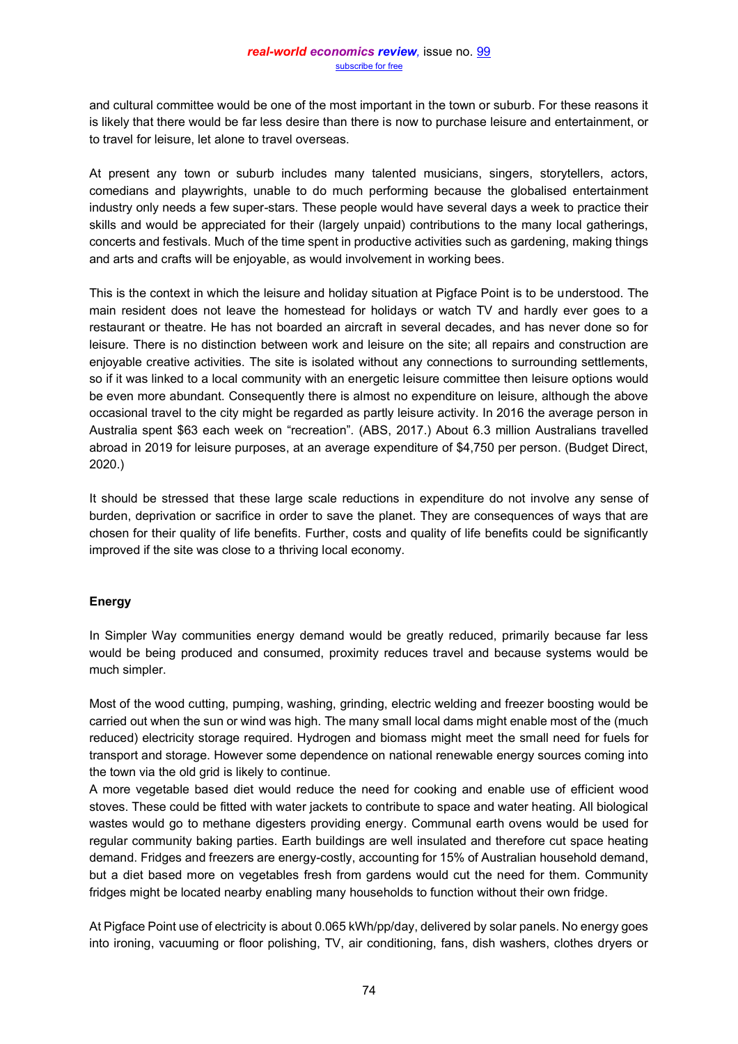and cultural committee would be one of the most important in the town or suburb. For these reasons it is likely that there would be far less desire than there is now to purchase leisure and entertainment, or to travel for leisure, let alone to travel overseas.

At present any town or suburb includes many talented musicians, singers, storytellers, actors, comedians and playwrights, unable to do much performing because the globalised entertainment industry only needs a few super-stars. These people would have several days a week to practice their skills and would be appreciated for their (largely unpaid) contributions to the many local gatherings, concerts and festivals. Much of the time spent in productive activities such as gardening, making things and arts and crafts will be enjoyable, as would involvement in working bees.

This is the context in which the leisure and holiday situation at Pigface Point is to be understood. The main resident does not leave the homestead for holidays or watch TV and hardly ever goes to a restaurant or theatre. He has not boarded an aircraft in several decades, and has never done so for leisure. There is no distinction between work and leisure on the site; all repairs and construction are enjoyable creative activities. The site is isolated without any connections to surrounding settlements, so if it was linked to a local community with an energetic leisure committee then leisure options would be even more abundant. Consequently there is almost no expenditure on leisure, although the above occasional travel to the city might be regarded as partly leisure activity. In 2016 the average person in Australia spent $63 each week on "recreation". (ABS, 2017.) About 6.3 million Australians travelled abroad in 2019 for leisure purposes, at an average expenditure of $4,750 per person. (Budget Direct, 2020.)

It should be stressed that these large scale reductions in expenditure do not involve any sense of burden, deprivation or sacrifice in order to save the planet. They are consequences of ways that are chosen for their quality of life benefits. Further, costs and quality of life benefits could be significantly improved if the site was close to a thriving local economy.

**Energy**

In Simpler Way communities energy demand would be greatly reduced, primarily because far less would be being produced and consumed, proximity reduces travel and because systems would be much simpler.

Most of the wood cutting, pumping, washing, grinding, electric welding and freezer boosting would be carried out when the sun or wind was high. The many small local dams might enable most of the (much reduced) electricity storage required. Hydrogen and biomass might meet the small need for fuels for transport and storage. However some dependence on national renewable energy sources coming into the town via the old grid is likely to continue.

A more vegetable based diet would reduce the need for cooking and enable use of efficient wood stoves. These could be fitted with water jackets to contribute to space and water heating. All biological wastes would go to methane digesters providing energy. Communal earth ovens would be used for regular community baking parties. Earth buildings are well insulated and therefore cut space heating demand. Fridges and freezers are energy-costly, accounting for 15% of Australian household demand, but a diet based more on vegetables fresh from gardens would cut the need for them. Community fridges might be located nearby enabling many households to function without their own fridge.

At Pigface Point use of electricity is about 0.065 kWh/pp/day, delivered by solar panels. No energy goes into ironing, vacuuming or floor polishing, TV, air conditioning, fans, dish washers, clothes dryers or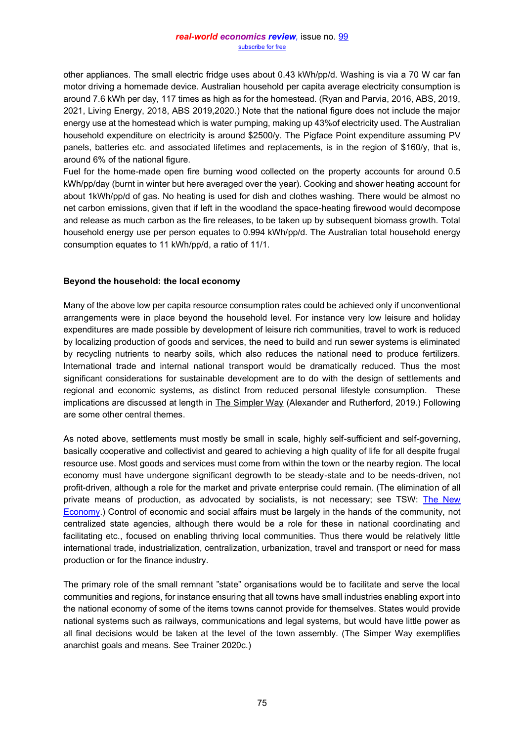other appliances. The small electric fridge uses about 0.43 kWh/pp/d. Washing is via a 70 W car fan motor driving a homemade device. Australian household per capita average electricity consumption is around 7.6 kWh per day, 117 times as high as for the homestead. (Ryan and Parvia, 2016, ABS, 2019, 2021, Living Energy, 2018, ABS 2019,2020.) Note that the national figure does not include the major energy use at the homestead which is water pumping, making up 43%of electricity used. The Australian household expenditure on electricity is around $2500/y. The Pigface Point expenditure assuming PV panels, batteries etc. and associated lifetimes and replacements, is in the region of $160/y, that is, around 6% of the national figure.

Fuel for the home-made open fire burning wood collected on the property accounts for around 0.5 kWh/pp/day (burnt in winter but here averaged over the year). Cooking and shower heating account for about 1kWh/pp/d of gas. No heating is used for dish and clothes washing. There would be almost no net carbon emissions, given that if left in the woodland the space-heating firewood would decompose and release as much carbon as the fire releases, to be taken up by subsequent biomass growth. Total household energy use per person equates to 0.994 kWh/pp/d. The Australian total household energy consumption equates to 11 kWh/pp/d, a ratio of 11/1.

**Beyond the household: the local economy**

Many of the above low per capita resource consumption rates could be achieved only if unconventional arrangements were in place beyond the household level. For instance very low leisure and holiday expenditures are made possible by development of leisure rich communities, travel to work is reduced by localizing production of goods and services, the need to build and run sewer systems is eliminated by recycling nutrients to nearby soils, which also reduces the national need to produce fertilizers. International trade and internal national transport would be dramatically reduced. Thus the most significant considerations for sustainable development are to do with the design of settlements and regional and economic systems, as distinct from reduced personal lifestyle consumption. These implications are discussed at length in The Simpler Way (Alexander and Rutherford, 2019.) Following are some other central themes.

As noted above, settlements must mostly be small in scale, highly self-sufficient and self-governing, basically cooperative and collectivist and geared to achieving a high quality of life for all despite frugal resource use. Most goods and services must come from within the town or the nearby region. The local economy must have undergone significant degrowth to be steady-state and to be needs-driven, not profit-driven, although a role for the market and private enterprise could remain. (The elimination of all private means of production, as advocated by socialists, is not necessary; see TSW: The New Economy.) Control of economic and social affairs must be largely in the hands of the community, not centralized state agencies, although there would be a role for these in national coordinating and facilitating etc., focused on enabling thriving local communities. Thus there would be relatively little international trade, industrialization, centralization, urbanization, travel and transport or need for mass production or for the finance industry.

The primary role of the small remnant "state" organisations would be to facilitate and serve the local communities and regions, for instance ensuring that all towns have small industries enabling export into the national economy of some of the items towns cannot provide for themselves. States would provide national systems such as railways, communications and legal systems, but would have little power as all final decisions would be taken at the level of the town assembly. (The Simper Way exemplifies anarchist goals and means. See Trainer 2020c.)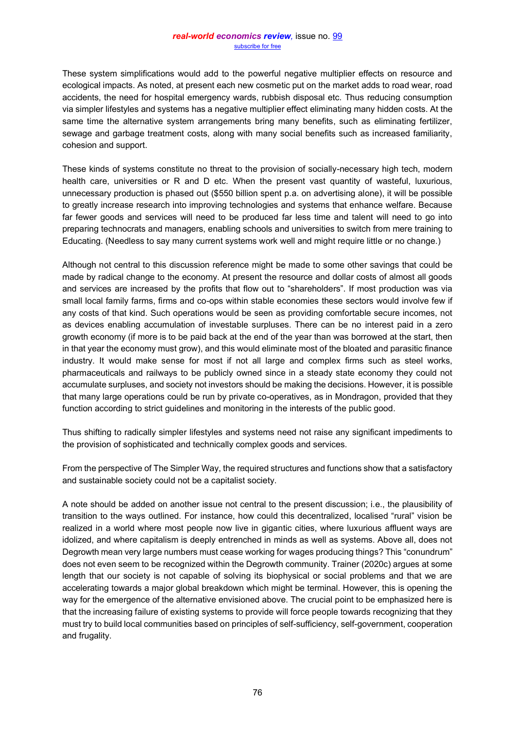These system simplifications would add to the powerful negative multiplier effects on resource and ecological impacts. As noted, at present each new cosmetic put on the market adds to road wear, road accidents, the need for hospital emergency wards, rubbish disposal etc. Thus reducing consumption via simpler lifestyles and systems has a negative multiplier effect eliminating many hidden costs. At the same time the alternative system arrangements bring many benefits, such as eliminating fertilizer, sewage and garbage treatment costs, along with many social benefits such as increased familiarity, cohesion and support.

These kinds of systems constitute no threat to the provision of socially-necessary high tech, modern health care, universities or R and D etc. When the present vast quantity of wasteful, luxurious, unnecessary production is phased out ($550 billion spent p.a. on advertising alone), it will be possible to greatly increase research into improving technologies and systems that enhance welfare. Because far fewer goods and services will need to be produced far less time and talent will need to go into preparing technocrats and managers, enabling schools and universities to switch from mere training to Educating. (Needless to say many current systems work well and might require little or no change.)

Although not central to this discussion reference might be made to some other savings that could be made by radical change to the economy. At present the resource and dollar costs of almost all goods and services are increased by the profits that flow out to "shareholders". If most production was via small local family farms, firms and co-ops within stable economies these sectors would involve few if any costs of that kind. Such operations would be seen as providing comfortable secure incomes, not as devices enabling accumulation of investable surpluses. There can be no interest paid in a zero growth economy (if more is to be paid back at the end of the year than was borrowed at the start, then in that year the economy must grow), and this would eliminate most of the bloated and parasitic finance industry. It would make sense for most if not all large and complex firms such as steel works, pharmaceuticals and railways to be publicly owned since in a steady state economy they could not accumulate surpluses, and society not investors should be making the decisions. However, it is possible that many large operations could be run by private co-operatives, as in Mondragon, provided that they function according to strict guidelines and monitoring in the interests of the public good.

Thus shifting to radically simpler lifestyles and systems need not raise any significant impediments to the provision of sophisticated and technically complex goods and services.

From the perspective of The Simpler Way, the required structures and functions show that a satisfactory and sustainable society could not be a capitalist society.

A note should be added on another issue not central to the present discussion; i.e., the plausibility of transition to the ways outlined. For instance, how could this decentralized, localised "rural" vision be realized in a world where most people now live in gigantic cities, where luxurious affluent ways are idolized, and where capitalism is deeply entrenched in minds as well as systems. Above all, does not Degrowth mean very large numbers must cease working for wages producing things? This "conundrum" does not even seem to be recognized within the Degrowth community. Trainer (2020c) argues at some length that our society is not capable of solving its biophysical or social problems and that we are accelerating towards a major global breakdown which might be terminal. However, this is opening the way for the emergence of the alternative envisioned above. The crucial point to be emphasized here is that the increasing failure of existing systems to provide will force people towards recognizing that they must try to build local communities based on principles of self-sufficiency, self-government, cooperation and frugality.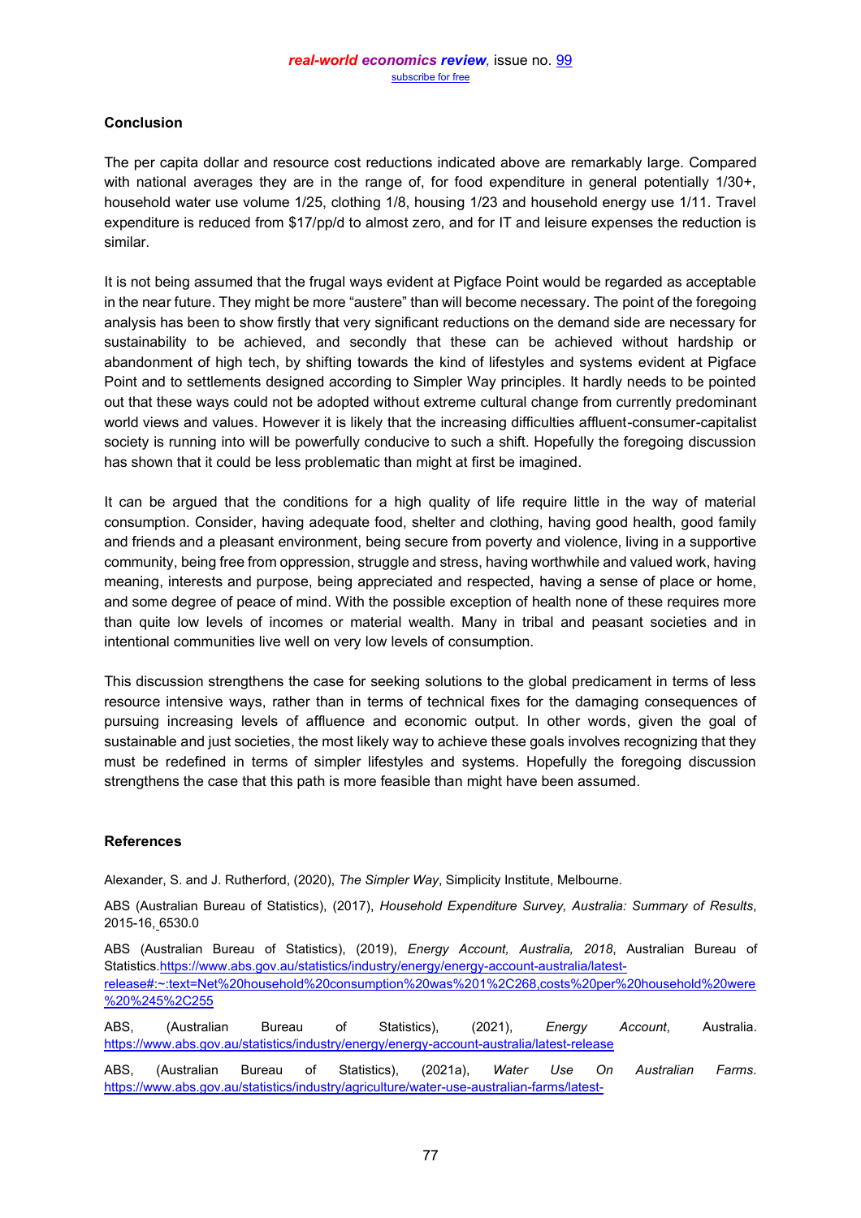### Conclusion

The per capita dollar and resource cost reductions indicated above are remarkably large. Compared with national averages they are in the range of, for food expenditure in general potentially 1/30+, household water use volume 1/25, clothing 1/8, housing 1/23 and household energy use 1/11. Travel expenditure is reduced from $17/pp/d to almost zero, and for IT and leisure expenses the reduction is similar.

It is not being assumed that the frugal ways evident at Pigface Point would be regarded as acceptable in the near future. They might be more "austere" than will become necessary. The point of the foregoing analysis has been to show firstly that very significant reductions on the demand side are necessary for sustainability to be achieved, and secondly that these can be achieved without hardship or abandonment of high tech, by shifting towards the kind of lifestyles and systems evident at Pigface Point and to settlements designed according to Simpler Way principles. It hardly needs to be pointed out that these ways could not be adopted without extreme cultural change from currently predominant world views and values. However it is likely that the increasing difficulties affluent-consumer-capitalist society is running into will be powerfully conducive to such a shift. Hopefully the foregoing discussion has shown that it could be less problematic than might at first be imagined.

It can be argued that the conditions for a high quality of life require little in the way of material consumption. Consider, having adequate food, shelter and clothing, having good health, good family and friends and a pleasant environment, being secure from poverty and violence, living in a supportive community, being free from oppression, struggle and stress, having worthwhile and valued work, having meaning, interests and purpose, being appreciated and respected, having a sense of place or home, and some degree of peace of mind. With the possible exception of health none of these requires more than quite low levels of incomes or material wealth. Many in tribal and peasant societies and in intentional communities live well on very low levels of consumption.

This discussion strengthens the case for seeking solutions to the global predicament in terms of less resource intensive ways, rather than in terms of technical fixes for the damaging consequences of pursuing increasing levels of affluence and economic output. In other words, given the goal of sustainable and just societies, the most likely way to achieve these goals involves recognizing that they must be redefined in terms of simpler lifestyles and systems. Hopefully the foregoing discussion strengthens the case that this path is more feasible than might have been assumed.

### References

Alexander, S. and J. Rutherford, (2020), *The Simpler Way*, Simplicity Institute, Melbourne.

ABS (Australian Bureau of Statistics), (2017), *Household Expenditure Survey, Australia: Summary of Results*, 2015-16, 6530.0

ABS (Australian Bureau of Statistics), (2019), *Energy Account, Australia, 2018*, Australian Bureau of Statistics.https://www.abs.gov.au/statistics/industry/energy/energy-account-australia/latest-release#:~:text=Net%20household%20consumption%20was%201%2C268,costs%20per%20household%20were%20%245%2C255

ABS, (Australian Bureau of Statistics), (2021), *Energy Account*, Australia. https://www.abs.gov.au/statistics/industry/energy/energy-account-australia/latest-release

ABS, (Australian Bureau of Statistics), (2021a), *Water Use On Australian Farms*. https://www.abs.gov.au/statistics/industry/agriculture/water-use-australian-farms/latest-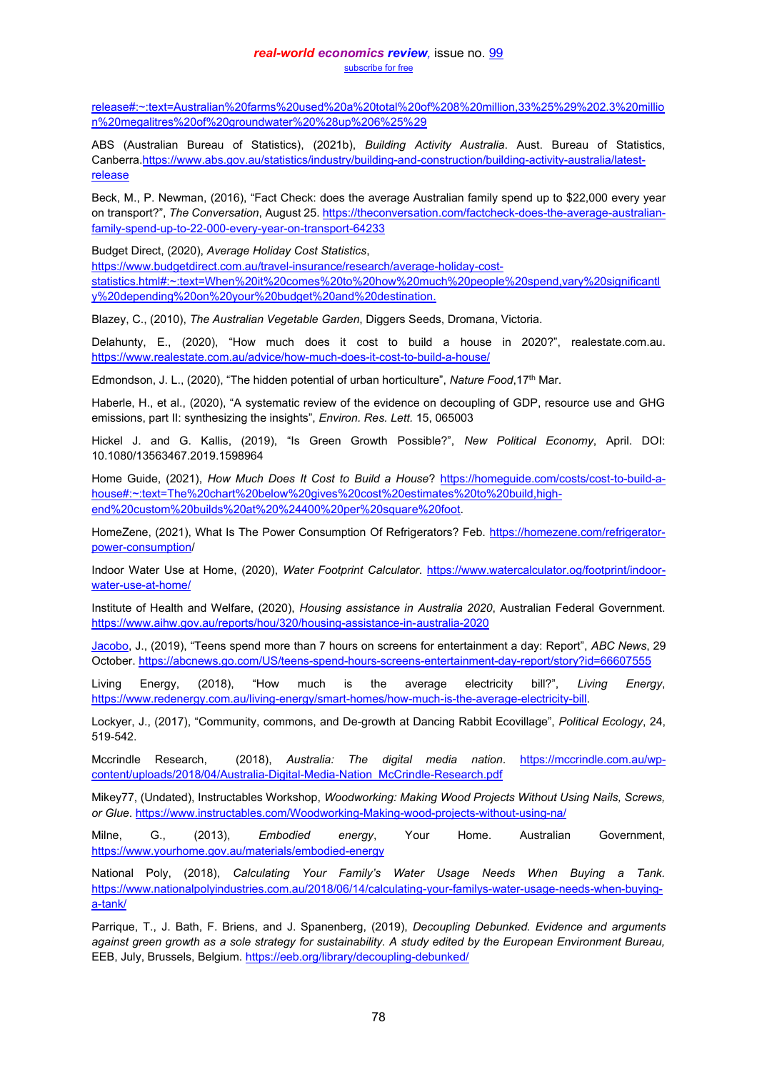release#:~:text=Australian%20farms%20used%20a%20total%20of%208%20million,33%25%29%202.3%20million%20megalitres%20of%20groundwater%20%28up%206%25%29

ABS (Australian Bureau of Statistics), (2021b), *Building Activity Australia*. Aust. Bureau of Statistics, Canberra.https://www.abs.gov.au/statistics/industry/building-and-construction/building-activity-australia/latest-release

Beck, M., P. Newman, (2016), "Fact Check: does the average Australian family spend up to $22,000 every year on transport?", *The Conversation*, August 25. https://theconversation.com/factcheck-does-the-average-australian-family-spend-up-to-22-000-every-year-on-transport-64233

Budget Direct, (2020), *Average Holiday Cost Statistics*, https://www.budgetdirect.com.au/travel-insurance/research/average-holiday-cost-statistics.html#:~:text=When%20it%20comes%20to%20how%20much%20people%20spend,vary%20significantly%20depending%20on%20your%20budget%20and%20destination.

Blazey, C., (2010), *The Australian Vegetable Garden*, Diggers Seeds, Dromana, Victoria.

Delahunty, E., (2020), "How much does it cost to build a house in 2020?", realestate.com.au. https://www.realestate.com.au/advice/how-much-does-it-cost-to-build-a-house/

Edmondson, J. L., (2020), "The hidden potential of urban horticulture", *Nature Food*,17th Mar.

Haberle, H., et al., (2020), "A systematic review of the evidence on decoupling of GDP, resource use and GHG emissions, part II: synthesizing the insights", *Environ. Res. Lett.* 15, 065003

Hickel J. and G. Kallis, (2019), "Is Green Growth Possible?", *New Political Economy*, April. DOI: 10.1080/13563467.2019.1598964

Home Guide, (2021), *How Much Does It Cost to Build a House*? https://homeguide.com/costs/cost-to-build-a-house#:~:text=The%20chart%20below%20gives%20cost%20estimates%20to%20build,high-end%20custom%20builds%20at%20%24400%20per%20square%20foot.

HomeZene, (2021), What Is The Power Consumption Of Refrigerators? Feb. https://homezene.com/refrigerator-power-consumption/

Indoor Water Use at Home, (2020), *Water Footprint Calculator*. https://www.watercalculator.og/footprint/indoor-water-use-at-home/

Institute of Health and Welfare, (2020), *Housing assistance in Australia 2020*, Australian Federal Government. https://www.aihw.gov.au/reports/hou/320/housing-assistance-in-australia-2020

Jacobo, J., (2019), "Teens spend more than 7 hours on screens for entertainment a day: Report", *ABC News*, 29 October. https://abcnews.go.com/US/teens-spend-hours-screens-entertainment-day-report/story?id=66607555

Living Energy, (2018), "How much is the average electricity bill?", *Living Energy*, https://www.redenergy.com.au/living-energy/smart-homes/how-much-is-the-average-electricity-bill.

Lockyer, J., (2017), "Community, commons, and De-growth at Dancing Rabbit Ecovillage", *Political Ecology*, 24, 519-542.

Mccrindle Research, (2018), *Australia: The digital media nation*. https://mccrindle.com.au/wp-content/uploads/2018/04/Australia-Digital-Media-Nation_McCrindle-Research.pdf

Mikey77, (Undated), Instructables Workshop, *Woodworking: Making Wood Projects Without Using Nails, Screws, or Glue*. https://www.instructables.com/Woodworking-Making-wood-projects-without-using-na/

Milne, G., (2013), *Embodied energy*, Your Home. Australian Government, https://www.yourhome.gov.au/materials/embodied-energy

National Poly, (2018), *Calculating Your Family's Water Usage Needs When Buying a Tank*. https://www.nationalpolyindustries.com.au/2018/06/14/calculating-your-familys-water-usage-needs-when-buying-a-tank/

Parrique, T., J. Bath, F. Briens, and J. Spanenberg, (2019), *Decoupling Debunked. Evidence and arguments against green growth as a sole strategy for sustainability. A study edited by the European Environment Bureau*, EEB, July, Brussels, Belgium. https://eeb.org/library/decoupling-debunked/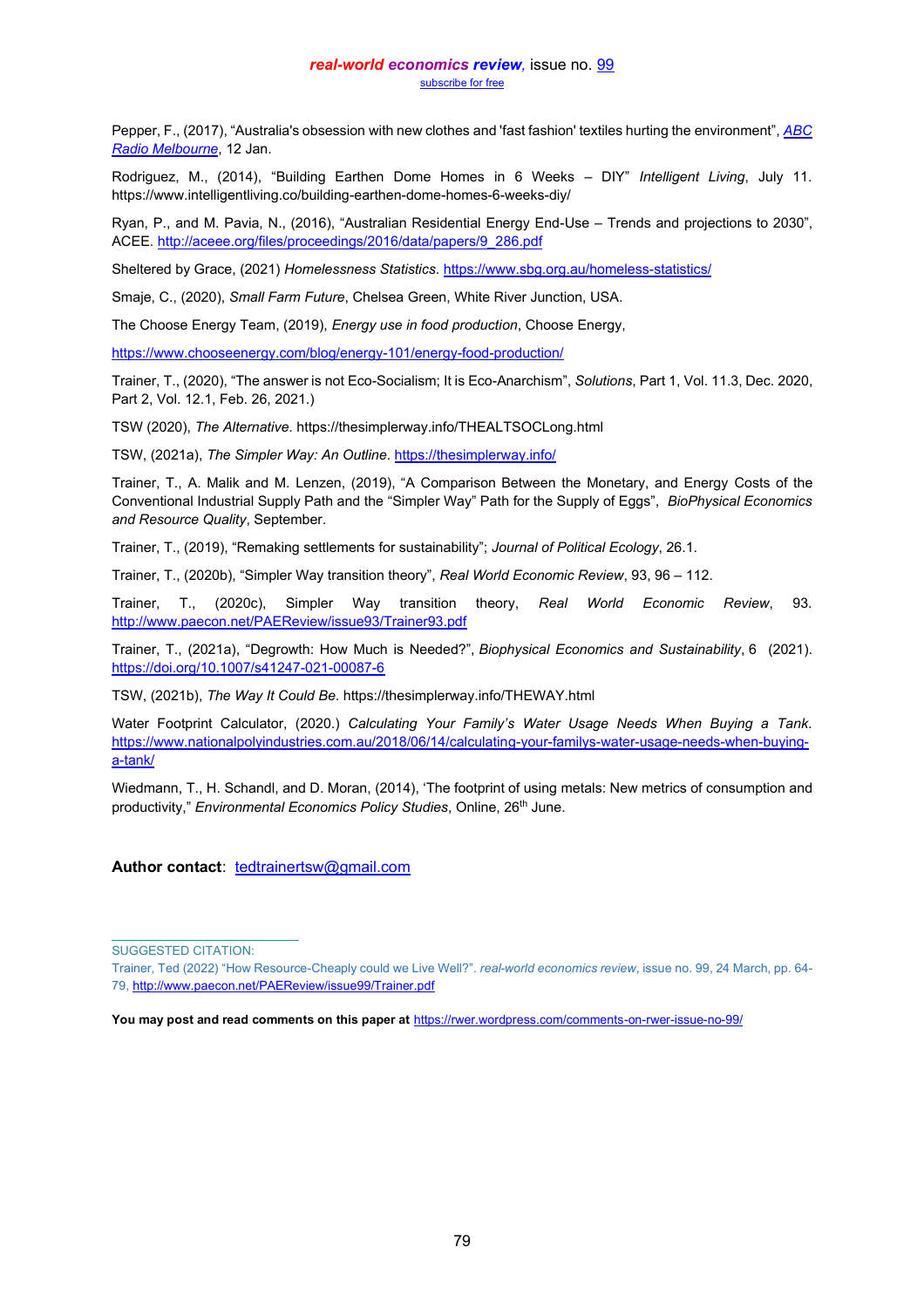Pepper, F., (2017), "Australia's obsession with new clothes and 'fast fashion' textiles hurting the environment", *ABC Radio Melbourne*, 12 Jan.

Rodriguez, M., (2014), "Building Earthen Dome Homes in 6 Weeks – DIY" *Intelligent Living*, July 11. https://www.intelligentliving.co/building-earthen-dome-homes-6-weeks-diy/

Ryan, P., and M. Pavia, N., (2016), "Australian Residential Energy End-Use – Trends and projections to 2030", ACEE. http://aceee.org/files/proceedings/2016/data/papers/9_286.pdf

Sheltered by Grace, (2021) *Homelessness Statistics*. https://www.sbg.org.au/homeless-statistics/

Smaje, C., (2020), *Small Farm Future*, Chelsea Green, White River Junction, USA.

The Choose Energy Team, (2019), *Energy use in food production*, Choose Energy,

https://www.chooseenergy.com/blog/energy-101/energy-food-production/

Trainer, T., (2020), "The answer is not Eco-Socialism; It is Eco-Anarchism", *Solutions*, Part 1, Vol. 11.3, Dec. 2020, Part 2, Vol. 12.1, Feb. 26, 2021.)

TSW (2020), *The Alternative*. https://thesimplerway.info/THEALTSOCLong.html

TSW, (2021a), *The Simpler Way: An Outline*. https://thesimplerway.info/

Trainer, T., A. Malik and M. Lenzen, (2019), "A Comparison Between the Monetary, and Energy Costs of the Conventional Industrial Supply Path and the "Simpler Way" Path for the Supply of Eggs", *BioPhysical Economics and Resource Quality*, September.

Trainer, T., (2019), "Remaking settlements for sustainability"; *Journal of Political Ecology*, 26.1.

Trainer, T., (2020b), "Simpler Way transition theory", *Real World Economic Review*, 93, 96 – 112.

Trainer, T., (2020c), Simpler Way transition theory, *Real World Economic Review*, 93. http://www.paecon.net/PAEReview/issue93/Trainer93.pdf

Trainer, T., (2021a), "Degrowth: How Much is Needed?", *Biophysical Economics and Sustainability*, 6 (2021). https://doi.org/10.1007/s41247-021-00087-6

TSW, (2021b), *The Way It Could Be*. https://thesimplerway.info/THEWAY.html

Water Footprint Calculator, (2020.) *Calculating Your Family's Water Usage Needs When Buying a Tank*. https://www.nationalpolyindustries.com.au/2018/06/14/calculating-your-familys-water-usage-needs-when-buying-a-tank/

Wiedmann, T., H. Schandl, and D. Moran, (2014), 'The footprint of using metals: New metrics of consumption and productivity," *Environmental Economics Policy Studies*, Online, 26th June.

**Author contact**: tedtrainertsw@gmail.com

---

SUGGESTED CITATION:
Trainer, Ted (2022) "How Resource-Cheaply could we Live Well?". *real-world economics review*, issue no. 99, 24 March, pp. 64-79, http://www.paecon.net/PAEReview/issue99/Trainer.pdf

**You may post and read comments on this paper at** https://rwer.wordpress.com/comments-on-rwer-issue-no-99/